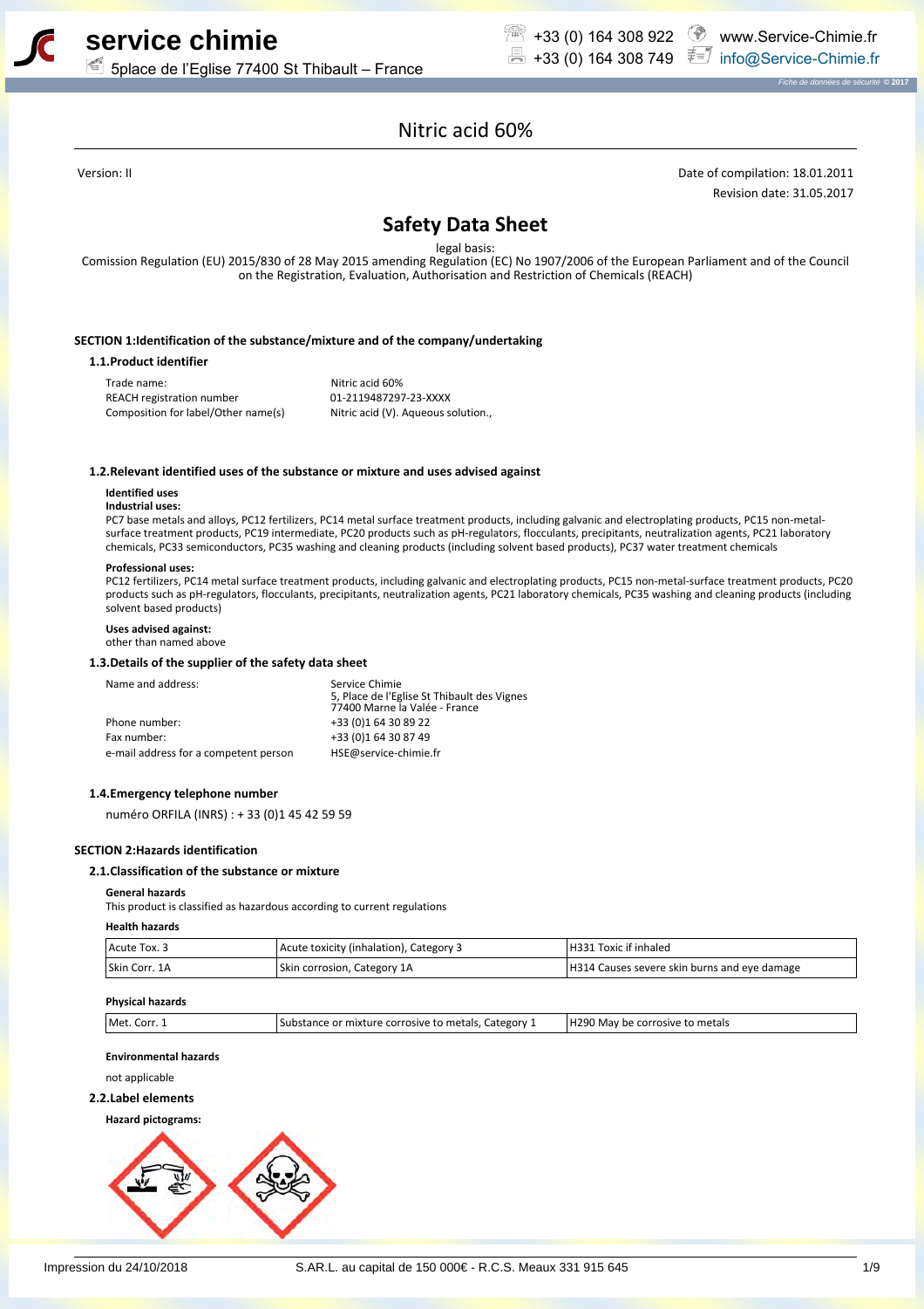service chimie

5place de l'Eglise 77400 St Thibault – France

+33 (0) 164 308 922 www.Service-Chimie.fr
+33 (0) 164 308 749 info@Service-Chimie.fr

# Nitric acid 60%

Version: II

Date of compilation: 18.01.2011
Revision date: 31.05.2017

## Safety Data Sheet

legal basis:
Comission Regulation (EU) 2015/830 of 28 May 2015 amending Regulation (EC) No 1907/2006 of the European Parliament and of the Council on the Registration, Evaluation, Authorisation and Restriction of Chemicals (REACH)

### SECTION 1:Identification of the substance/mixture and of the company/undertaking

#### 1.1.Product identifier

| | |
|---|---|
| Trade name: | Nitric acid 60% |
| REACH registration number | 01-2119487297-23-XXXX |
| Composition for label/Other name(s) | Nitric acid (V). Aqueous solution., |

#### 1.2.Relevant identified uses of the substance or mixture and uses advised against

**Identified uses**

**Industrial uses:**

PC7 base metals and alloys, PC12 fertilizers, PC14 metal surface treatment products, including galvanic and electroplating products, PC15 non-metal-surface treatment products, PC19 intermediate, PC20 products such as pH-regulators, flocculants, precipitants, neutralization agents, PC21 laboratory chemicals, PC33 semiconductors, PC35 washing and cleaning products (including solvent based products), PC37 water treatment chemicals

**Professional uses:**

PC12 fertilizers, PC14 metal surface treatment products, including galvanic and electroplating products, PC15 non-metal-surface treatment products, PC20 products such as pH-regulators, flocculants, precipitants, neutralization agents, PC21 laboratory chemicals, PC35 washing and cleaning products (including solvent based products)

**Uses advised against:**

other than named above

#### 1.3.Details of the supplier of the safety data sheet

| | |
|---|---|
| Name and address: | Service Chimie<br>5, Place de l'Eglise St Thibault des Vignes<br>77400 Marne la Valée - France |
| Phone number: | +33 (0)1 64 30 89 22 |
| Fax number: | +33 (0)1 64 30 87 49 |
| e-mail address for a competent person | HSE@service-chimie.fr |

#### 1.4.Emergency telephone number

numéro ORFILA (INRS) : + 33 (0)1 45 42 59 59

### SECTION 2:Hazards identification

#### 2.1.Classification of the substance or mixture

**General hazards**

This product is classified as hazardous according to current regulations

**Health hazards**

| | | |
|---|---|---|
| Acute Tox. 3 | Acute toxicity (inhalation), Category 3 | H331 Toxic if inhaled |
| Skin Corr. 1A | Skin corrosion, Category 1A | H314 Causes severe skin burns and eye damage |

**Physical hazards**

| | | |
|---|---|---|
| Met. Corr. 1 | Substance or mixture corrosive to metals, Category 1 | H290 May be corrosive to metals |

**Environmental hazards**

not applicable

#### 2.2.Label elements

**Hazard pictograms:**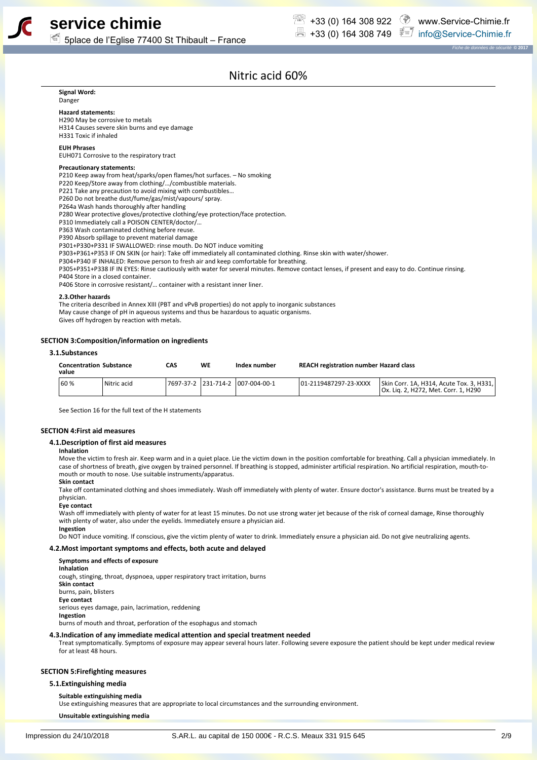# Nitric acid 60%

**Signal Word:**
Danger

**Hazard statements:**
H290 May be corrosive to metals
H314 Causes severe skin burns and eye damage
H331 Toxic if inhaled

**EUH Phrases**
EUH071 Corrosive to the respiratory tract

**Precautionary statements:**
P210 Keep away from heat/sparks/open flames/hot surfaces. – No smoking
P220 Keep/Store away from clothing/…/combustible materials.
P221 Take any precaution to avoid mixing with combustibles…
P260 Do not breathe dust/fume/gas/mist/vapours/ spray.
P264a Wash hands thoroughly after handling
P280 Wear protective gloves/protective clothing/eye protection/face protection.
P310 Immediately call a POISON CENTER/doctor/…
P363 Wash contaminated clothing before reuse.
P390 Absorb spillage to prevent material damage
P301+P330+P331 IF SWALLOWED: rinse mouth. Do NOT induce vomiting
P303+P361+P353 IF ON SKIN (or hair): Take off immediately all contaminated clothing. Rinse skin with water/shower.
P304+P340 IF INHALED: Remove person to fresh air and keep comfortable for breathing.
P305+P351+P338 IF IN EYES: Rinse cautiously with water for several minutes. Remove contact lenses, if present and easy to do. Continue rinsing.
P404 Store in a closed container.
P406 Store in corrosive resistant/… container with a resistant inner liner.

**2.3.Other hazards**
The criteria described in Annex XIII (PBT and vPvB properties) do not apply to inorganic substances
May cause change of pH in aqueous systems and thus be hazardous to aquatic organisms.
Gives off hydrogen by reaction with metals.

## SECTION 3:Composition/information on ingredients

### 3.1.Substances

| Concentration value | Substance | CAS | WE | Index number | REACH registration number | Hazard class |
|---|---|---|---|---|---|---|
| 60 % | Nitric acid | 7697-37-2 | 231-714-2 | 007-004-00-1 | 01-2119487297-23-XXXX | Skin Corr. 1A, H314, Acute Tox. 3, H331, Ox. Liq. 2, H272, Met. Corr. 1, H290 |

See Section 16 for the full text of the H statements

## SECTION 4:First aid measures

### 4.1.Description of first aid measures

**Inhalation**
Move the victim to fresh air. Keep warm and in a quiet place. Lie the victim down in the position comfortable for breathing. Call a physician immediately. In case of shortness of breath, give oxygen by trained personnel. If breathing is stopped, administer artificial respiration. No artificial respiration, mouth-to-mouth or mouth to nose. Use suitable instruments/apparatus.

**Skin contact**
Take off contaminated clothing and shoes immediately. Wash off immediately with plenty of water. Ensure doctor's assistance. Burns must be treated by a physician.

**Eye contact**
Wash off immediately with plenty of water for at least 15 minutes. Do not use strong water jet because of the risk of corneal damage, Rinse thoroughly with plenty of water, also under the eyelids. Immediately ensure a physician aid.

**Ingestion**
Do NOT induce vomiting. If conscious, give the victim plenty of water to drink. Immediately ensure a physician aid. Do not give neutralizing agents.

### 4.2.Most important symptoms and effects, both acute and delayed

**Symptoms and effects of exposure**

**Inhalation**
cough, stinging, throat, dyspnoea, upper respiratory tract irritation, burns

**Skin contact**
burns, pain, blisters

**Eye contact**
serious eyes damage, pain, lacrimation, reddening

**Ingestion**
burns of mouth and throat, perforation of the esophagus and stomach

### 4.3.Indication of any immediate medical attention and special treatment needed

Treat symptomatically. Symptoms of exposure may appear several hours later. Following severe exposure the patient should be kept under medical review for at least 48 hours.

## SECTION 5:Firefighting measures

### 5.1.Extinguishing media

**Suitable extinguishing media**
Use extinguishing measures that are appropriate to local circumstances and the surrounding environment.

**Unsuitable extinguishing media**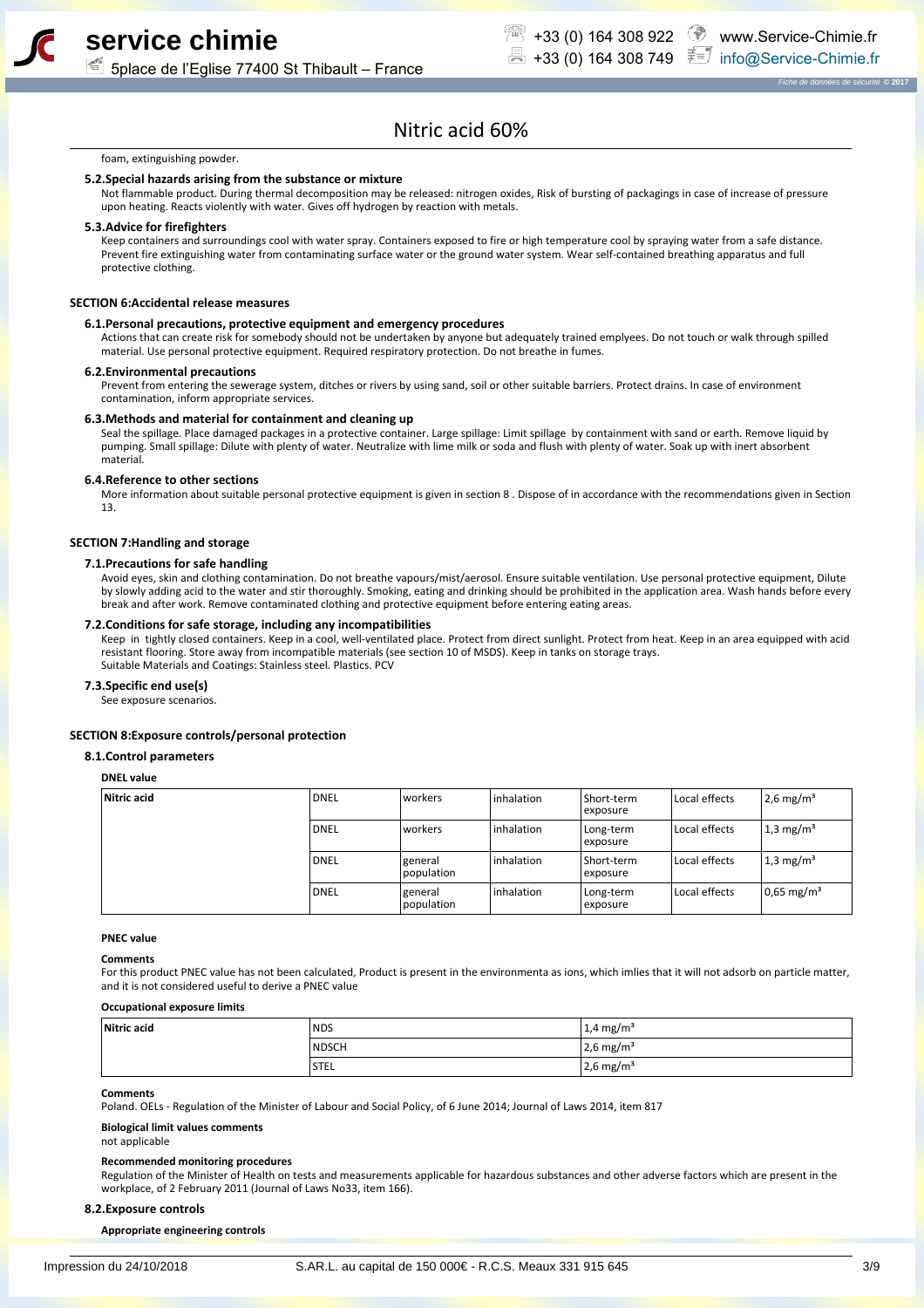foam, extinguishing powder.

### 5.2.Special hazards arising from the substance or mixture

Not flammable product. During thermal decomposition may be released: nitrogen oxides, Risk of bursting of packagings in case of increase of pressure upon heating. Reacts violently with water. Gives off hydrogen by reaction with metals.

### 5.3.Advice for firefighters

Keep containers and surroundings cool with water spray. Containers exposed to fire or high temperature cool by spraying water from a safe distance. Prevent fire extinguishing water from contaminating surface water or the ground water system. Wear self-contained breathing apparatus and full protective clothing.

## SECTION 6:Accidental release measures

### 6.1.Personal precautions, protective equipment and emergency procedures

Actions that can create risk for somebody should not be undertaken by anyone but adequately trained emplyees. Do not touch or walk through spilled material. Use personal protective equipment. Required respiratory protection. Do not breathe in fumes.

### 6.2.Environmental precautions

Prevent from entering the sewerage system, ditches or rivers by using sand, soil or other suitable barriers. Protect drains. In case of environment contamination, inform appropriate services.

### 6.3.Methods and material for containment and cleaning up

Seal the spillage. Place damaged packages in a protective container. Large spillage: Limit spillage by containment with sand or earth. Remove liquid by pumping. Small spillage: Dilute with plenty of water. Neutralize with lime milk or soda and flush with plenty of water. Soak up with inert absorbent material.

### 6.4.Reference to other sections

More information about suitable personal protective equipment is given in section 8 . Dispose of in accordance with the recommendations given in Section 13.

## SECTION 7:Handling and storage

### 7.1.Precautions for safe handling

Avoid eyes, skin and clothing contamination. Do not breathe vapours/mist/aerosol. Ensure suitable ventilation. Use personal protective equipment, Dilute by slowly adding acid to the water and stir thoroughly. Smoking, eating and drinking should be prohibited in the application area. Wash hands before every break and after work. Remove contaminated clothing and protective equipment before entering eating areas.

### 7.2.Conditions for safe storage, including any incompatibilities

Keep in tightly closed containers. Keep in a cool, well-ventilated place. Protect from direct sunlight. Protect from heat. Keep in an area equipped with acid resistant flooring. Store away from incompatible materials (see section 10 of MSDS). Keep in tanks on storage trays.
Suitable Materials and Coatings: Stainless steel. Plastics. PCV

### 7.3.Specific end use(s)

See exposure scenarios.

## SECTION 8:Exposure controls/personal protection

### 8.1.Control parameters

**DNEL value**

| | | | | | | |
|---|---|---|---|---|---|---|
| **Nitric acid** | DNEL | workers | inhalation | Short-term exposure | Local effects | 2,6 mg/m³ |
| | DNEL | workers | inhalation | Long-term exposure | Local effects | 1,3 mg/m³ |
| | DNEL | general population | inhalation | Short-term exposure | Local effects | 1,3 mg/m³ |
| | DNEL | general population | inhalation | Long-term exposure | Local effects | 0,65 mg/m³ |

**PNEC value**

**Comments**

For this product PNEC value has not been calculated, Product is present in the environmenta as ions, which imlies that it will not adsorb on particle matter, and it is not considered useful to derive a PNEC value

**Occupational exposure limits**

| | | |
|---|---|---|
| **Nitric acid** | NDS | 1,4 mg/m³ |
| | NDSCH | 2,6 mg/m³ |
| | STEL | 2,6 mg/m³ |

**Comments**

Poland. OELs - Regulation of the Minister of Labour and Social Policy, of 6 June 2014; Journal of Laws 2014, item 817

**Biological limit values comments**

not applicable

**Recommended monitoring procedures**

Regulation of the Minister of Health on tests and measurements applicable for hazardous substances and other adverse factors which are present in the workplace, of 2 February 2011 (Journal of Laws No33, item 166).

### 8.2.Exposure controls

**Appropriate engineering controls**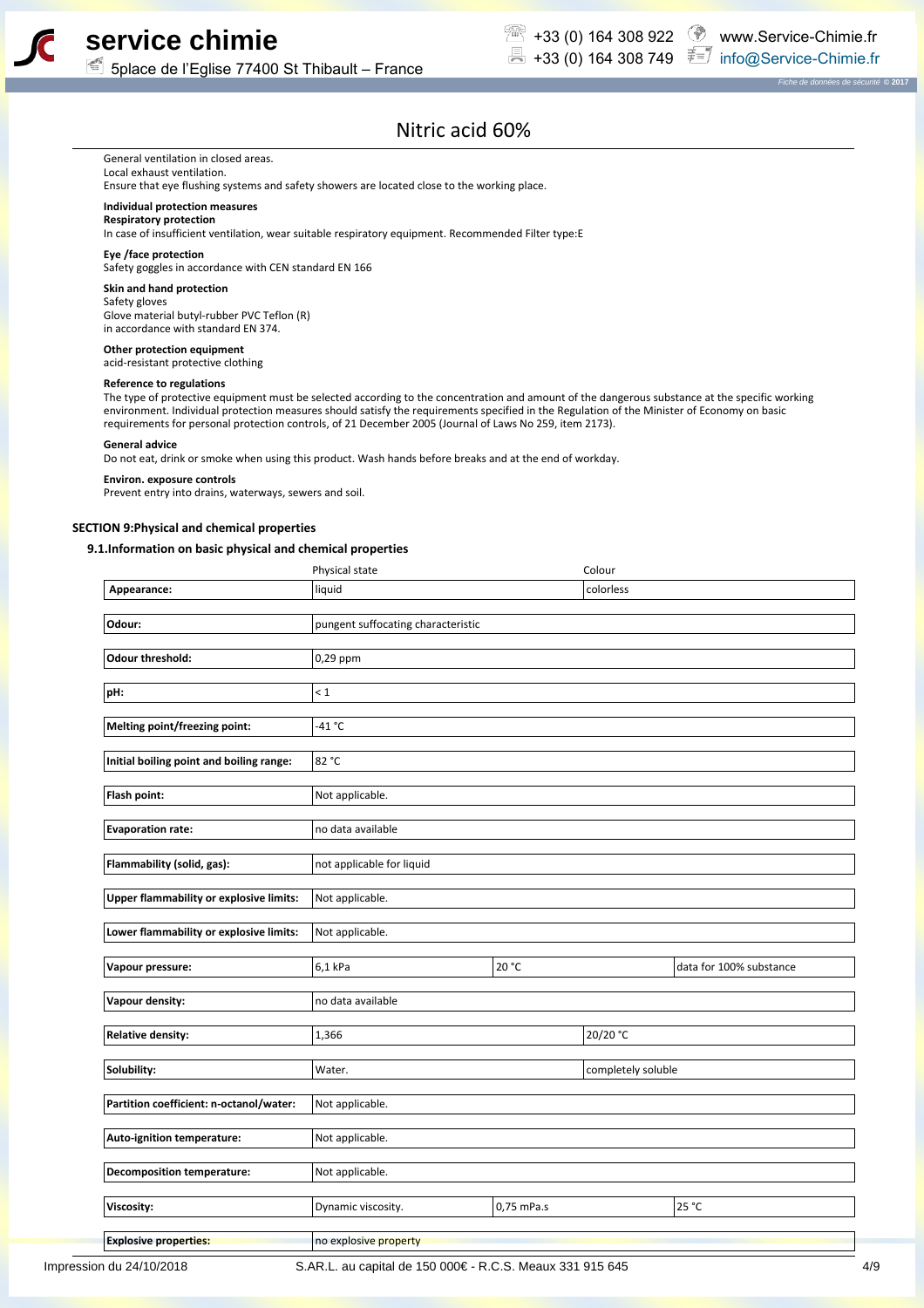# Nitric acid 60%

General ventilation in closed areas.
Local exhaust ventilation.
Ensure that eye flushing systems and safety showers are located close to the working place.

**Individual protection measures**
**Respiratory protection**
In case of insufficient ventilation, wear suitable respiratory equipment. Recommended Filter type:E

**Eye /face protection**
Safety goggles in accordance with CEN standard EN 166

**Skin and hand protection**
Safety gloves
Glove material butyl-rubber PVC Teflon (R)
in accordance with standard EN 374.

**Other protection equipment**
acid-resistant protective clothing

**Reference to regulations**
The type of protective equipment must be selected according to the concentration and amount of the dangerous substance at the specific working environment. Individual protection measures should satisfy the requirements specified in the Regulation of the Minister of Economy on basic requirements for personal protection controls, of 21 December 2005 (Journal of Laws No 259, item 2173).

**General advice**
Do not eat, drink or smoke when using this product. Wash hands before breaks and at the end of workday.

**Environ. exposure controls**
Prevent entry into drains, waterways, sewers and soil.

## SECTION 9:Physical and chemical properties

### 9.1.Information on basic physical and chemical properties

| | Physical state | | Colour | |
|---|---|---|---|---|
| **Appearance:** | liquid | | colorless | |
| **Odour:** | pungent suffocating characteristic | | | |
| **Odour threshold:** | 0,29 ppm | | | |
| **pH:** | < 1 | | | |
| **Melting point/freezing point:** | -41 °C | | | |
| **Initial boiling point and boiling range:** | 82 °C | | | |
| **Flash point:** | Not applicable. | | | |
| **Evaporation rate:** | no data available | | | |
| **Flammability (solid, gas):** | not applicable for liquid | | | |
| **Upper flammability or explosive limits:** | Not applicable. | | | |
| **Lower flammability or explosive limits:** | Not applicable. | | | |
| **Vapour pressure:** | 6,1 kPa | 20 °C | | data for 100% substance |
| **Vapour density:** | no data available | | | |
| **Relative density:** | 1,366 | | 20/20 °C | |
| **Solubility:** | Water. | | completely soluble | |
| **Partition coefficient: n-octanol/water:** | Not applicable. | | | |
| **Auto-ignition temperature:** | Not applicable. | | | |
| **Decomposition temperature:** | Not applicable. | | | |
| **Viscosity:** | Dynamic viscosity. | 0,75 mPa.s | | 25 °C |
| **Explosive properties:** | no explosive property | | | |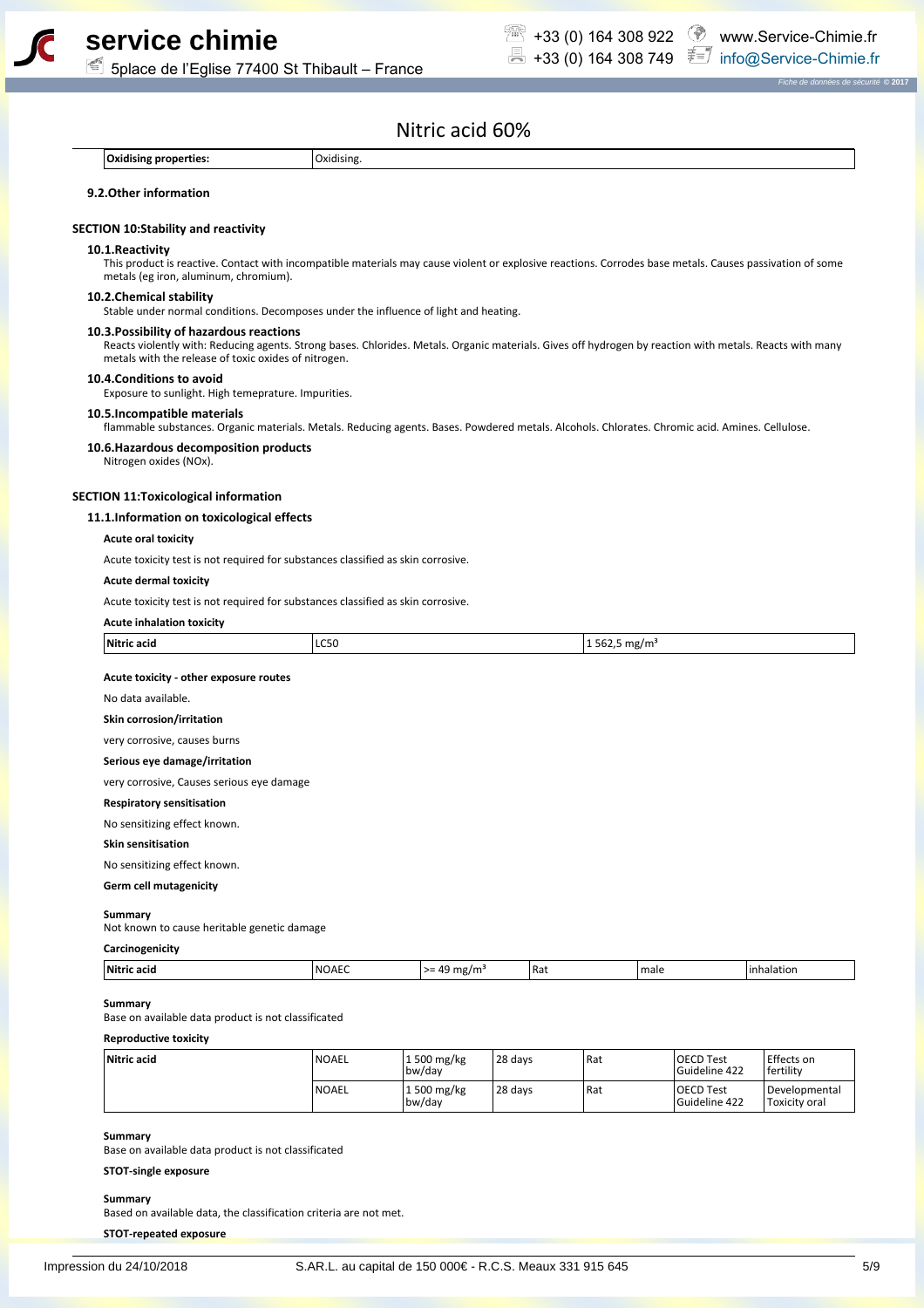# Nitric acid 60%

| | |
|---|---|
| **Oxidising properties:** | Oxidising. |

### 9.2.Other information

## SECTION 10:Stability and reactivity

### 10.1.Reactivity

This product is reactive. Contact with incompatible materials may cause violent or explosive reactions. Corrodes base metals. Causes passivation of some metals (eg iron, aluminum, chromium).

### 10.2.Chemical stability

Stable under normal conditions. Decomposes under the influence of light and heating.

### 10.3.Possibility of hazardous reactions

Reacts violently with: Reducing agents. Strong bases. Chlorides. Metals. Organic materials. Gives off hydrogen by reaction with metals. Reacts with many metals with the release of toxic oxides of nitrogen.

### 10.4.Conditions to avoid

Exposure to sunlight. High temeprature. Impurities.

### 10.5.Incompatible materials

flammable substances. Organic materials. Metals. Reducing agents. Bases. Powdered metals. Alcohols. Chlorates. Chromic acid. Amines. Cellulose.

### 10.6.Hazardous decomposition products

Nitrogen oxides (NOx).

## SECTION 11:Toxicological information

### 11.1.Information on toxicological effects

**Acute oral toxicity**

Acute toxicity test is not required for substances classified as skin corrosive.

**Acute dermal toxicity**

Acute toxicity test is not required for substances classified as skin corrosive.

**Acute inhalation toxicity**

| | | |
|---|---|---|
| **Nitric acid** | LC50 | 1 562,5 mg/m³ |

**Acute toxicity - other exposure routes**

No data available.

**Skin corrosion/irritation**

very corrosive, causes burns

**Serious eye damage/irritation**

very corrosive, Causes serious eye damage

**Respiratory sensitisation**

No sensitizing effect known.

**Skin sensitisation**

No sensitizing effect known.

**Germ cell mutagenicity**

**Summary**

Not known to cause heritable genetic damage

**Carcinogenicity**

| | | | | | |
|---|---|---|---|---|---|
| **Nitric acid** | NOAEC | >= 49 mg/m³ | Rat | male | inhalation |

**Summary**

Base on available data product is not classificated

**Reproductive toxicity**

| | | | | | | |
|---|---|---|---|---|---|---|
| **Nitric acid** | NOAEL | 1 500 mg/kg bw/day | 28 days | Rat | OECD Test Guideline 422 | Effects on fertility |
| | NOAEL | 1 500 mg/kg bw/day | 28 days | Rat | OECD Test Guideline 422 | Developmental Toxicity oral |

**Summary**

Base on available data product is not classificated

**STOT-single exposure**

**Summary**

Based on available data, the classification criteria are not met.

**STOT-repeated exposure**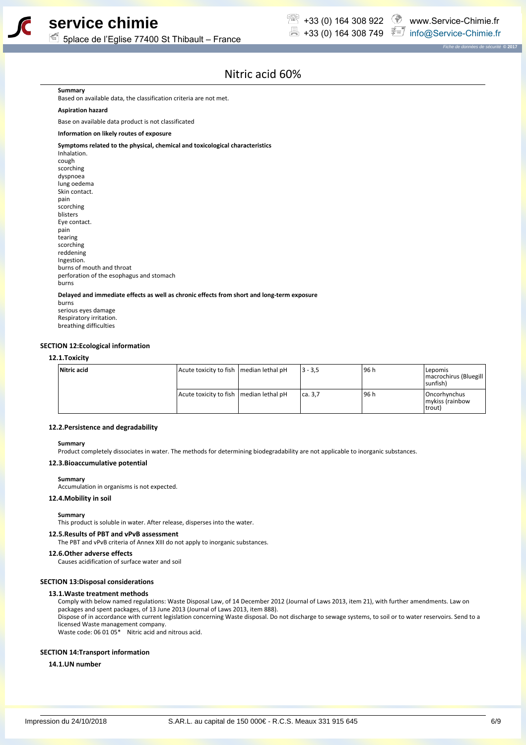# Nitric acid 60%

**Summary**

Based on available data, the classification criteria are not met.

**Aspiration hazard**

Base on available data product is not classificated

**Information on likely routes of exposure**

**Symptoms related to the physical, chemical and toxicological characteristics**

Inhalation.
cough
scorching
dyspnoea
lung oedema
Skin contact.
pain
scorching
blisters
Eye contact.
pain
tearing
scorching
reddening
Ingestion.
burns of mouth and throat
perforation of the esophagus and stomach
burns

**Delayed and immediate effects as well as chronic effects from short and long-term exposure**

burns
serious eyes damage
Respiratory irritation.
breathing difficulties

### SECTION 12:Ecological information

#### 12.1.Toxicity

| | | | | | |
|---|---|---|---|---|---|
| **Nitric acid** | Acute toxicity to fish | median lethal pH | 3 - 3,5 | 96 h | Lepomis macrochirus (Bluegill sunfish) |
| | Acute toxicity to fish | median lethal pH | ca. 3,7 | 96 h | Oncorhynchus mykiss (rainbow trout) |

#### 12.2.Persistence and degradability

**Summary**

Product completely dissociates in water. The methods for determining biodegradability are not applicable to inorganic substances.

#### 12.3.Bioaccumulative potential

**Summary**

Accumulation in organisms is not expected.

#### 12.4.Mobility in soil

**Summary**

This product is soluble in water. After release, disperses into the water.

#### 12.5.Results of PBT and vPvB assessment

The PBT and vPvB criteria of Annex XIII do not apply to inorganic substances.

#### 12.6.Other adverse effects

Causes acidification of surface water and soil

### SECTION 13:Disposal considerations

#### 13.1.Waste treatment methods

Comply with below named regulations: Waste Disposal Law, of 14 December 2012 (Journal of Laws 2013, item 21), with further amendments. Law on packages and spent packages, of 13 June 2013 (Journal of Laws 2013, item 888).
Dispose of in accordance with current legislation concerning Waste disposal. Do not discharge to sewage systems, to soil or to water reservoirs. Send to a licensed Waste management company.
Waste code: 06 01 05* Nitric acid and nitrous acid.

### SECTION 14:Transport information

#### 14.1.UN number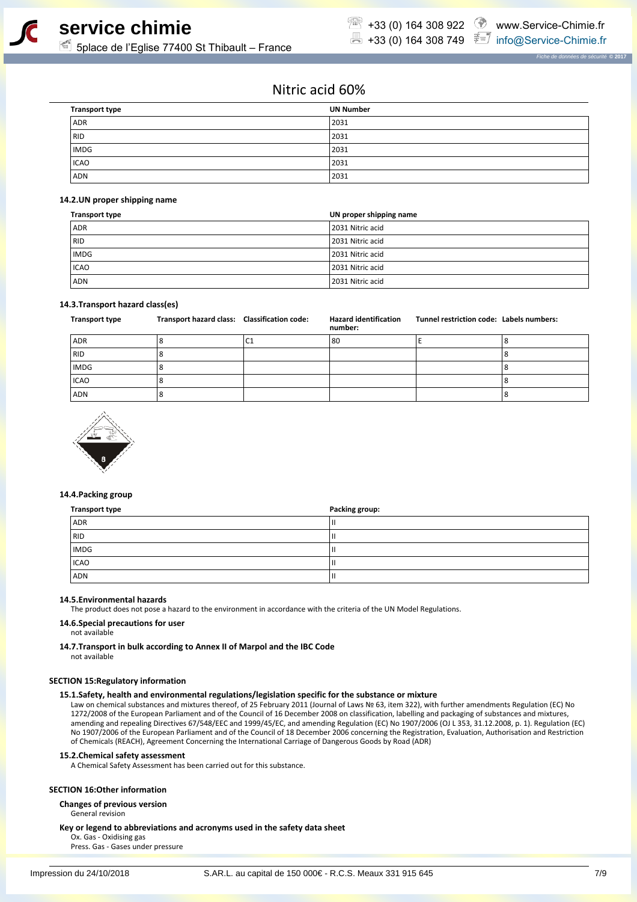# Nitric acid 60%

| Transport type | UN Number |
|---|---|
| ADR | 2031 |
| RID | 2031 |
| IMDG | 2031 |
| ICAO | 2031 |
| ADN | 2031 |

### 14.2.UN proper shipping name

| Transport type | UN proper shipping name |
|---|---|
| ADR | 2031 Nitric acid |
| RID | 2031 Nitric acid |
| IMDG | 2031 Nitric acid |
| ICAO | 2031 Nitric acid |
| ADN | 2031 Nitric acid |

### 14.3.Transport hazard class(es)

| Transport type | Transport hazard class: | Classification code: | Hazard identification number: | Tunnel restriction code: | Labels numbers: |
|---|---|---|---|---|---|
| ADR | 8 | C1 | 80 | E | 8 |
| RID | 8 | | | | 8 |
| IMDG | 8 | | | | 8 |
| ICAO | 8 | | | | 8 |
| ADN | 8 | | | | 8 |

### 14.4.Packing group

| Transport type | Packing group: |
|---|---|
| ADR | II |
| RID | II |
| IMDG | II |
| ICAO | II |
| ADN | II |

### 14.5.Environmental hazards

The product does not pose a hazard to the environment in accordance with the criteria of the UN Model Regulations.

### 14.6.Special precautions for user

not available

### 14.7.Transport in bulk according to Annex II of Marpol and the IBC Code

not available

## SECTION 15:Regulatory information

### 15.1.Safety, health and environmental regulations/legislation specific for the substance or mixture

Law on chemical substances and mixtures thereof, of 25 February 2011 (Journal of Laws № 63, item 322), with further amendments Regulation (EC) No 1272/2008 of the European Parliament and of the Council of 16 December 2008 on classification, labelling and packaging of substances and mixtures, amending and repealing Directives 67/548/EEC and 1999/45/EC, and amending Regulation (EC) No 1907/2006 (OJ L 353, 31.12.2008, p. 1). Regulation (EC) No 1907/2006 of the European Parliament and of the Council of 18 December 2006 concerning the Registration, Evaluation, Authorisation and Restriction of Chemicals (REACH), Agreement Concerning the International Carriage of Dangerous Goods by Road (ADR)

### 15.2.Chemical safety assessment

A Chemical Safety Assessment has been carried out for this substance.

## SECTION 16:Other information

### Changes of previous version

General revision

### Key or legend to abbreviations and acronyms used in the safety data sheet

Ox. Gas - Oxidising gas
Press. Gas - Gases under pressure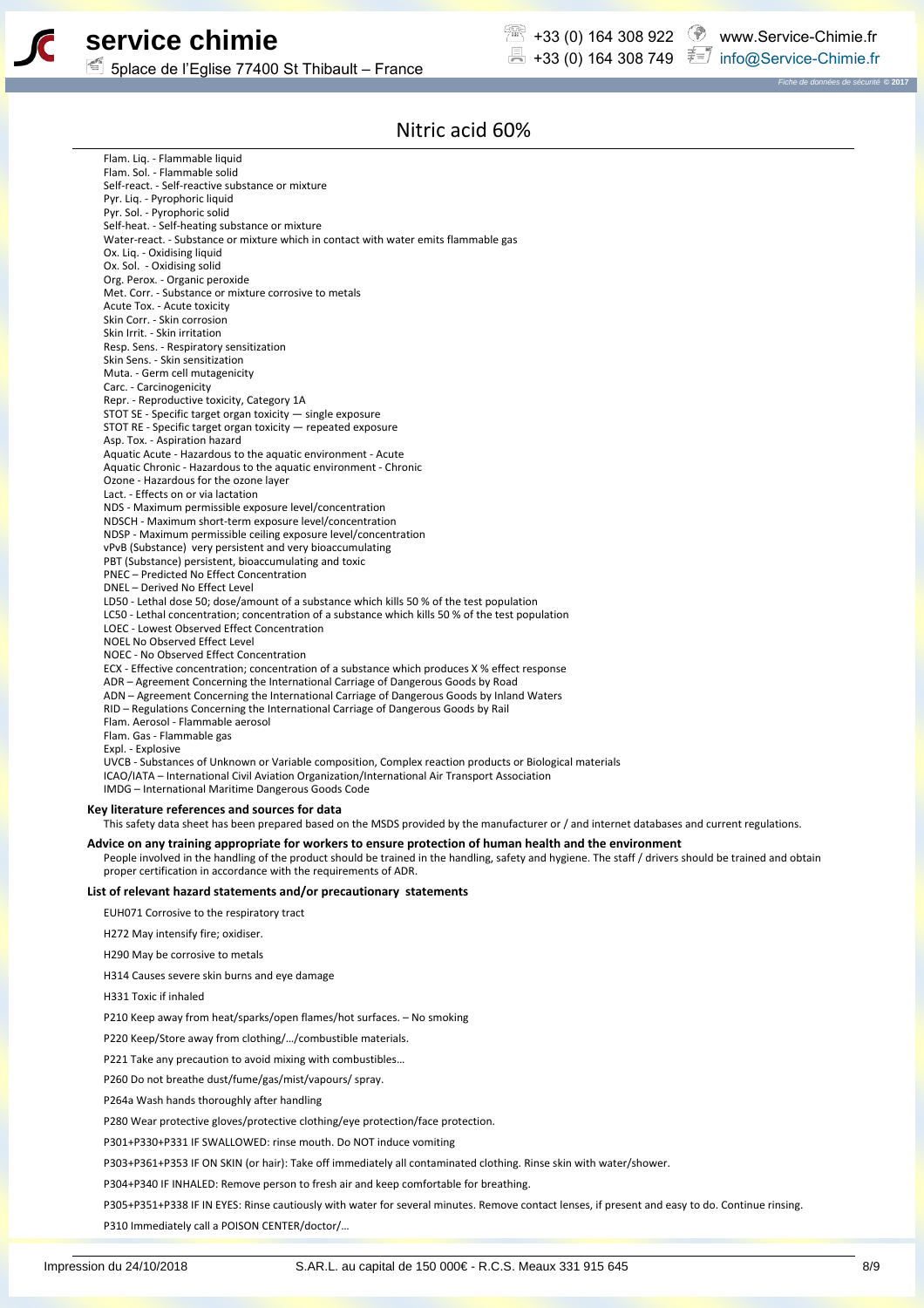# Nitric acid 60%

Flam. Liq. - Flammable liquid
Flam. Sol. - Flammable solid
Self-react. - Self-reactive substance or mixture
Pyr. Liq. - Pyrophoric liquid
Pyr. Sol. - Pyrophoric solid
Self-heat. - Self-heating substance or mixture
Water-react. - Substance or mixture which in contact with water emits flammable gas
Ox. Liq. - Oxidising liquid
Ox. Sol. - Oxidising solid
Org. Perox. - Organic peroxide
Met. Corr. - Substance or mixture corrosive to metals
Acute Tox. - Acute toxicity
Skin Corr. - Skin corrosion
Skin Irrit. - Skin irritation
Resp. Sens. - Respiratory sensitization
Skin Sens. - Skin sensitization
Muta. - Germ cell mutagenicity
Carc. - Carcinogenicity
Repr. - Reproductive toxicity, Category 1A
STOT SE - Specific target organ toxicity — single exposure
STOT RE - Specific target organ toxicity — repeated exposure
Asp. Tox. - Aspiration hazard
Aquatic Acute - Hazardous to the aquatic environment - Acute
Aquatic Chronic - Hazardous to the aquatic environment - Chronic
Ozone - Hazardous for the ozone layer
Lact. - Effects on or via lactation
NDS - Maximum permissible exposure level/concentration
NDSCH - Maximum short-term exposure level/concentration
NDSP - Maximum permissible ceiling exposure level/concentration
vPvB (Substance) very persistent and very bioaccumulating
PBT (Substance) persistent, bioaccumulating and toxic
PNEC – Predicted No Effect Concentration
DNEL – Derived No Effect Level
LD50 - Lethal dose 50; dose/amount of a substance which kills 50 % of the test population
LC50 - Lethal concentration; concentration of a substance which kills 50 % of the test population
LOEC - Lowest Observed Effect Concentration
NOEL No Observed Effect Level
NOEC - No Observed Effect Concentration
ECX - Effective concentration; concentration of a substance which produces X % effect response
ADR – Agreement Concerning the International Carriage of Dangerous Goods by Road
ADN – Agreement Concerning the International Carriage of Dangerous Goods by Inland Waters
RID – Regulations Concerning the International Carriage of Dangerous Goods by Rail
Flam. Aerosol - Flammable aerosol
Flam. Gas - Flammable gas
Expl. - Explosive
UVCB - Substances of Unknown or Variable composition, Complex reaction products or Biological materials
ICAO/IATA – International Civil Aviation Organization/International Air Transport Association
IMDG – International Maritime Dangerous Goods Code

**Key literature references and sources for data**

This safety data sheet has been prepared based on the MSDS provided by the manufacturer or / and internet databases and current regulations.

**Advice on any training appropriate for workers to ensure protection of human health and the environment**

People involved in the handling of the product should be trained in the handling, safety and hygiene. The staff / drivers should be trained and obtain proper certification in accordance with the requirements of ADR.

**List of relevant hazard statements and/or precautionary statements**

EUH071 Corrosive to the respiratory tract

H272 May intensify fire; oxidiser.

H290 May be corrosive to metals

H314 Causes severe skin burns and eye damage

H331 Toxic if inhaled

P210 Keep away from heat/sparks/open flames/hot surfaces. – No smoking

P220 Keep/Store away from clothing/…/combustible materials.

P221 Take any precaution to avoid mixing with combustibles…

P260 Do not breathe dust/fume/gas/mist/vapours/ spray.

P264a Wash hands thoroughly after handling

P280 Wear protective gloves/protective clothing/eye protection/face protection.

P301+P330+P331 IF SWALLOWED: rinse mouth. Do NOT induce vomiting

P303+P361+P353 IF ON SKIN (or hair): Take off immediately all contaminated clothing. Rinse skin with water/shower.

P304+P340 IF INHALED: Remove person to fresh air and keep comfortable for breathing.

P305+P351+P338 IF IN EYES: Rinse cautiously with water for several minutes. Remove contact lenses, if present and easy to do. Continue rinsing.

P310 Immediately call a POISON CENTER/doctor/…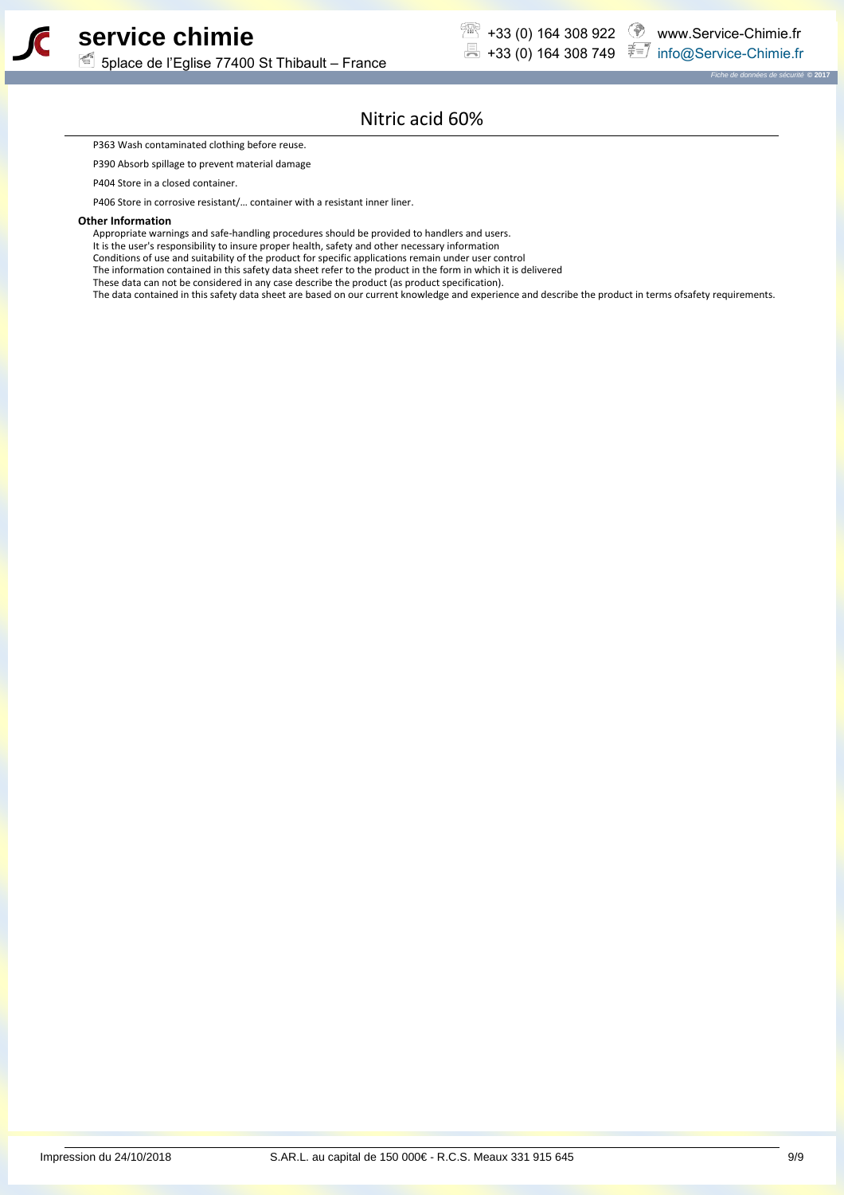# Nitric acid 60%

P363 Wash contaminated clothing before reuse.

P390 Absorb spillage to prevent material damage

P404 Store in a closed container.

P406 Store in corrosive resistant/… container with a resistant inner liner.

**Other Information**

Appropriate warnings and safe-handling procedures should be provided to handlers and users.
It is the user's responsibility to insure proper health, safety and other necessary information
Conditions of use and suitability of the product for specific applications remain under user control
The information contained in this safety data sheet refer to the product in the form in which it is delivered
These data can not be considered in any case describe the product (as product specification).
The data contained in this safety data sheet are based on our current knowledge and experience and describe the product in terms ofsafety requirements.